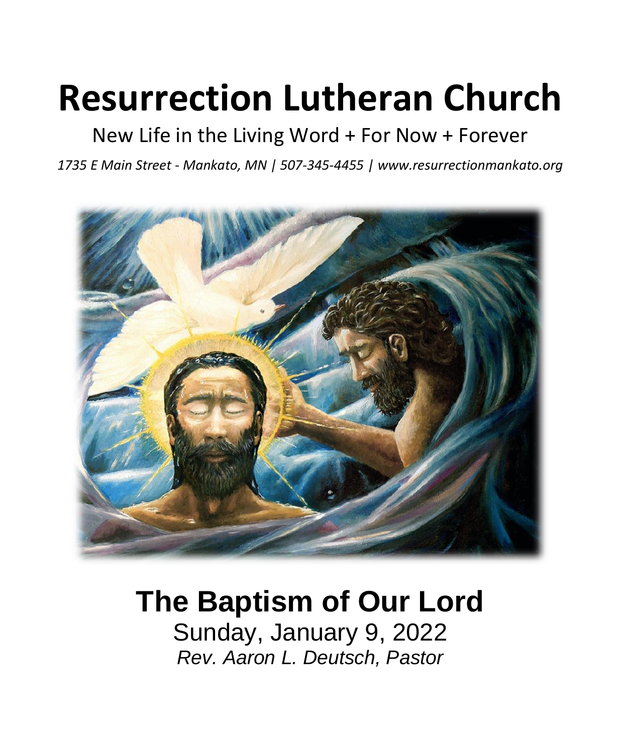# Resurrection Lutheran Church

New Life in the Living Word + For Now + Forever

*1735 E Main Street - Mankato, MN | 507-345-4455 | www.resurrectionmankato.org*

## The Baptism of Our Lord

Sunday, January 9, 2022

*Rev. Aaron L. Deutsch, Pastor*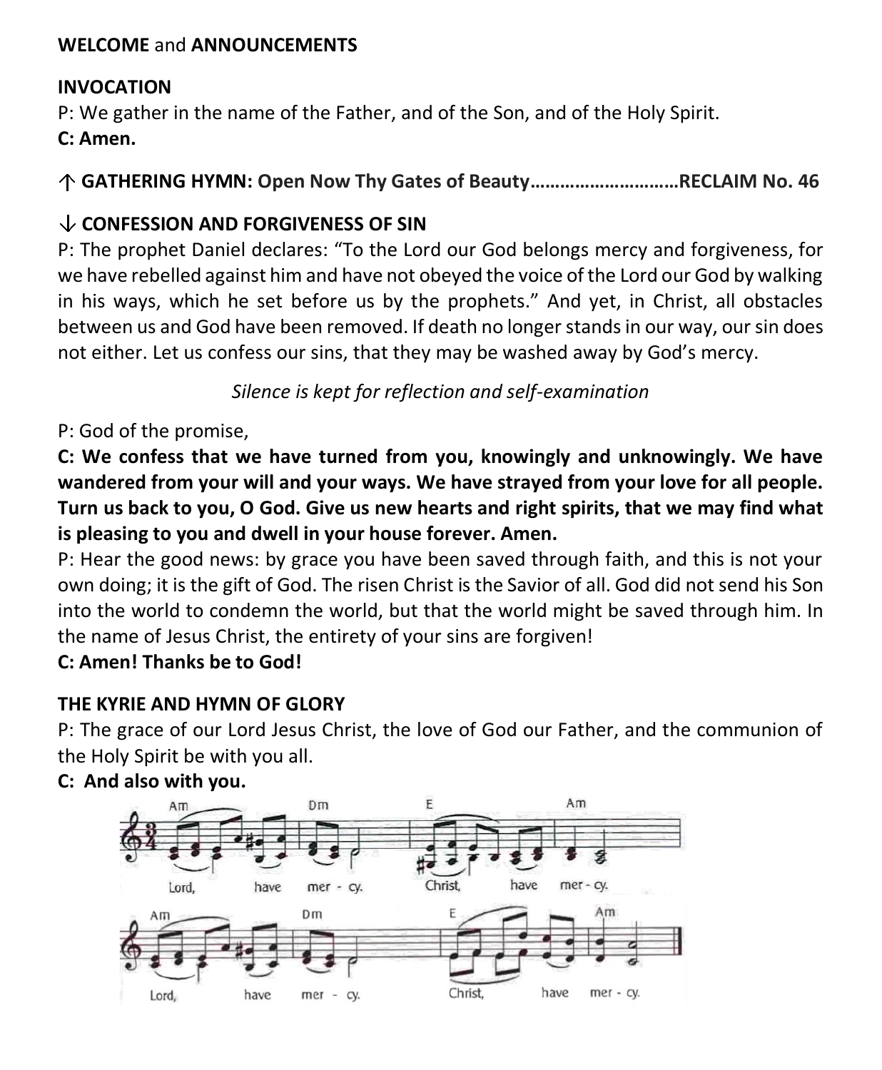**WELCOME** and **ANNOUNCEMENTS**

**INVOCATION**

P: We gather in the name of the Father, and of the Son, and of the Holy Spirit.

**C: Amen.**

↑ **GATHERING HYMN: Open Now Thy Gates of Beauty……………………………RECLAIM No. 46**

↓ **CONFESSION AND FORGIVENESS OF SIN**

P: The prophet Daniel declares: "To the Lord our God belongs mercy and forgiveness, for we have rebelled against him and have not obeyed the voice of the Lord our God by walking in his ways, which he set before us by the prophets." And yet, in Christ, all obstacles between us and God have been removed. If death no longer stands in our way, our sin does not either. Let us confess our sins, that they may be washed away by God's mercy.

*Silence is kept for reflection and self-examination*

P: God of the promise,

**C: We confess that we have turned from you, knowingly and unknowingly. We have wandered from your will and your ways. We have strayed from your love for all people. Turn us back to you, O God. Give us new hearts and right spirits, that we may find what is pleasing to you and dwell in your house forever. Amen.**

P: Hear the good news: by grace you have been saved through faith, and this is not your own doing; it is the gift of God. The risen Christ is the Savior of all. God did not send his Son into the world to condemn the world, but that the world might be saved through him. In the name of Jesus Christ, the entirety of your sins are forgiven!

**C: Amen! Thanks be to God!**

**THE KYRIE AND HYMN OF GLORY**

P: The grace of our Lord Jesus Christ, the love of God our Father, and the communion of the Holy Spirit be with you all.

**C: And also with you.**

Lord, have mer - cy. Christ, have mer - cy.

Lord, have mer - cy. Christ, have mer - cy.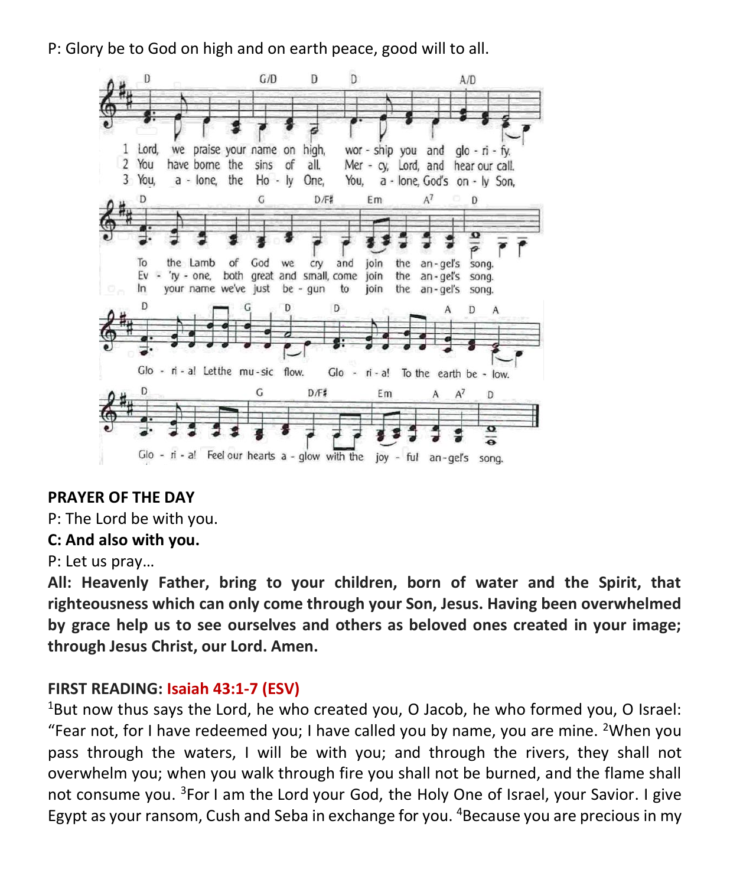P: Glory be to God on high and on earth peace, good will to all.

1 Lord, we praise your name on high, worship you and glorify.
2 You have borne the sins of all. Mercy, Lord, and hear our call.
3 You, alone, the Holy One, You, alone, God's only Son,

To the Lamb of God we cry and join the angel's song.
Ev'ry-one, both great and small, come join the angel's song.
In your name we've just begun to join the angel's song.

Gloria! Let the music flow. Gloria! To the earth below.

Gloria! Feel our hearts aglow with the joyful angel's song.

**PRAYER OF THE DAY**

P: The Lord be with you.

**C: And also with you.**

P: Let us pray…

**All: Heavenly Father, bring to your children, born of water and the Spirit, that righteousness which can only come through your Son, Jesus. Having been overwhelmed by grace help us to see ourselves and others as beloved ones created in your image; through Jesus Christ, our Lord. Amen.**

**FIRST READING: Isaiah 43:1-7 (ESV)**

[1]But now thus says the Lord, he who created you, O Jacob, he who formed you, O Israel: "Fear not, for I have redeemed you; I have called you by name, you are mine. [2]When you pass through the waters, I will be with you; and through the rivers, they shall not overwhelm you; when you walk through fire you shall not be burned, and the flame shall not consume you. [3]For I am the Lord your God, the Holy One of Israel, your Savior. I give Egypt as your ransom, Cush and Seba in exchange for you. [4]Because you are precious in my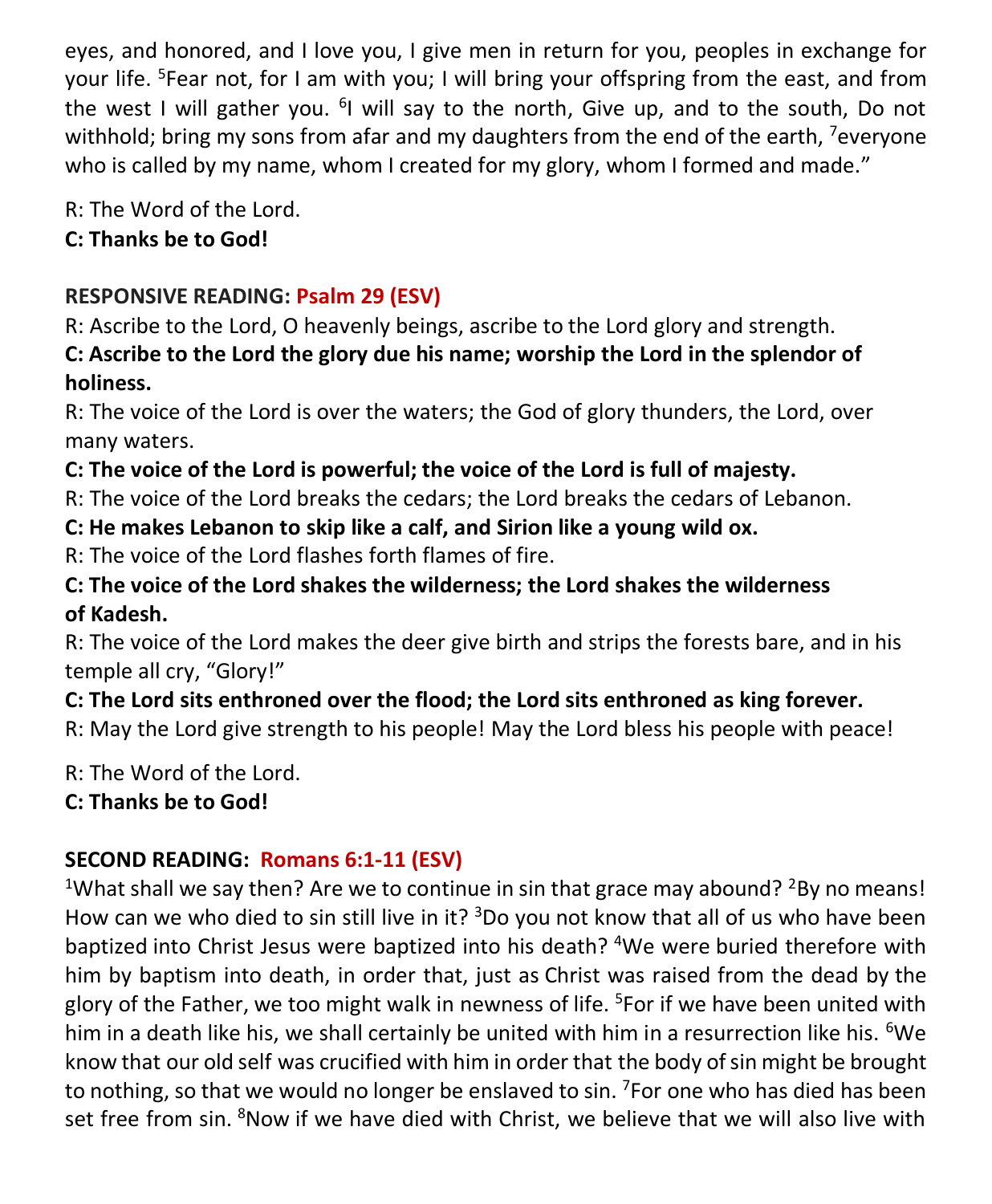eyes, and honored, and I love you, I give men in return for you, peoples in exchange for your life. [5]Fear not, for I am with you; I will bring your offspring from the east, and from the west I will gather you. [6]I will say to the north, Give up, and to the south, Do not withhold; bring my sons from afar and my daughters from the end of the earth, [7]everyone who is called by my name, whom I created for my glory, whom I formed and made."

R: The Word of the Lord.
**C: Thanks be to God!**

**RESPONSIVE READING: Psalm 29 (ESV)**

R: Ascribe to the Lord, O heavenly beings, ascribe to the Lord glory and strength.
**C: Ascribe to the Lord the glory due his name; worship the Lord in the splendor of holiness.**
R: The voice of the Lord is over the waters; the God of glory thunders, the Lord, over many waters.
**C: The voice of the Lord is powerful; the voice of the Lord is full of majesty.**
R: The voice of the Lord breaks the cedars; the Lord breaks the cedars of Lebanon.
**C: He makes Lebanon to skip like a calf, and Sirion like a young wild ox.**
R: The voice of the Lord flashes forth flames of fire.
**C: The voice of the Lord shakes the wilderness; the Lord shakes the wilderness of Kadesh.**
R: The voice of the Lord makes the deer give birth and strips the forests bare, and in his temple all cry, "Glory!"
**C: The Lord sits enthroned over the flood; the Lord sits enthroned as king forever.**
R: May the Lord give strength to his people! May the Lord bless his people with peace!

R: The Word of the Lord.
**C: Thanks be to God!**

**SECOND READING: Romans 6:1-11 (ESV)**

[1]What shall we say then? Are we to continue in sin that grace may abound? [2]By no means! How can we who died to sin still live in it? [3]Do you not know that all of us who have been baptized into Christ Jesus were baptized into his death? [4]We were buried therefore with him by baptism into death, in order that, just as Christ was raised from the dead by the glory of the Father, we too might walk in newness of life. [5]For if we have been united with him in a death like his, we shall certainly be united with him in a resurrection like his. [6]We know that our old self was crucified with him in order that the body of sin might be brought to nothing, so that we would no longer be enslaved to sin. [7]For one who has died has been set free from sin. [8]Now if we have died with Christ, we believe that we will also live with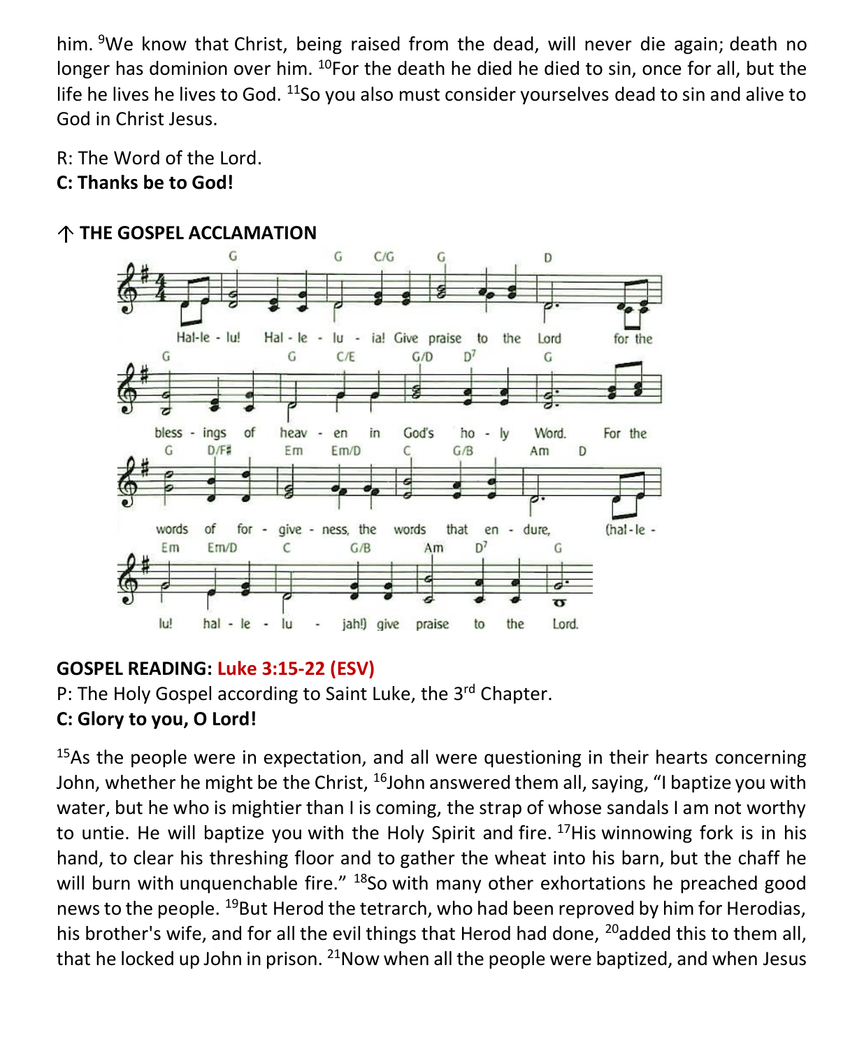him. [9]We know that Christ, being raised from the dead, will never die again; death no longer has dominion over him. [10]For the death he died he died to sin, once for all, but the life he lives he lives to God. [11]So you also must consider yourselves dead to sin and alive to God in Christ Jesus.

R: The Word of the Lord.
**C: Thanks be to God!**

**↑ THE GOSPEL ACCLAMATION**

Hal-le - lu! Hal - le - lu - ia! Give praise to the Lord for the bless - ings of heav - en in God's ho - ly Word. For the words of for - give - ness, the words that en - dure, (hal - le - lu! hal - le - lu - jah!) give praise to the Lord.

**GOSPEL READING: Luke 3:15-22 (ESV)**
P: The Holy Gospel according to Saint Luke, the 3rd Chapter.
**C: Glory to you, O Lord!**

[15]As the people were in expectation, and all were questioning in their hearts concerning John, whether he might be the Christ, [16]John answered them all, saying, "I baptize you with water, but he who is mightier than I is coming, the strap of whose sandals I am not worthy to untie. He will baptize you with the Holy Spirit and fire. [17]His winnowing fork is in his hand, to clear his threshing floor and to gather the wheat into his barn, but the chaff he will burn with unquenchable fire." [18]So with many other exhortations he preached good news to the people. [19]But Herod the tetrarch, who had been reproved by him for Herodias, his brother's wife, and for all the evil things that Herod had done, [20]added this to them all, that he locked up John in prison. [21]Now when all the people were baptized, and when Jesus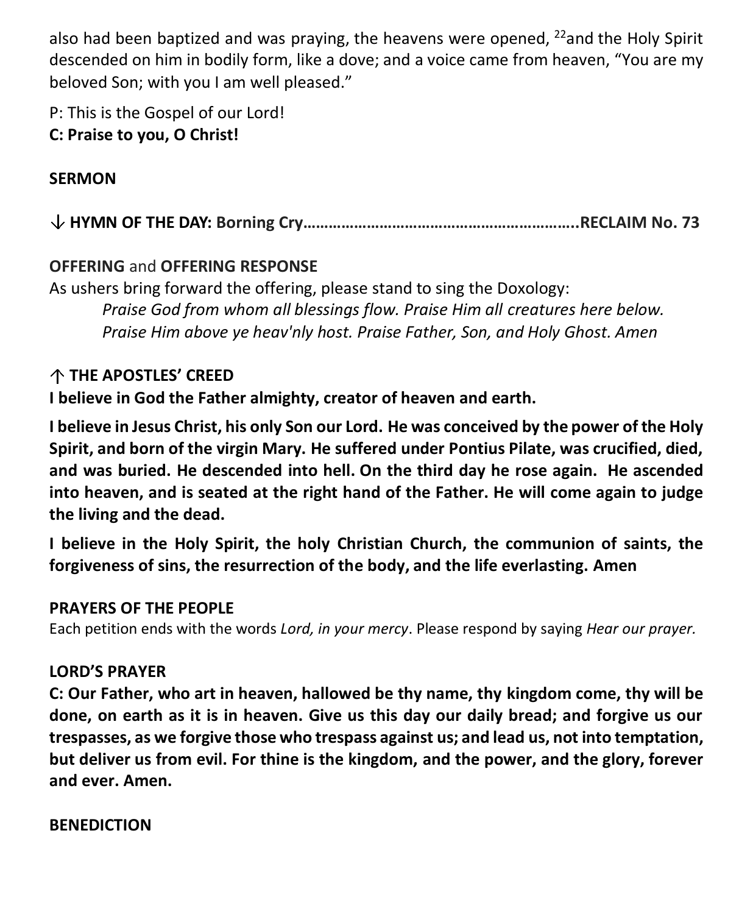also had been baptized and was praying, the heavens were opened, [22]and the Holy Spirit descended on him in bodily form, like a dove; and a voice came from heaven, "You are my beloved Son; with you I am well pleased."

P: This is the Gospel of our Lord!
**C: Praise to you, O Christ!**

**SERMON**

↓ **HYMN OF THE DAY: Borning Cry……………………………………………………..RECLAIM No. 73**

**OFFERING** and **OFFERING RESPONSE**
As ushers bring forward the offering, please stand to sing the Doxology:

*Praise God from whom all blessings flow. Praise Him all creatures here below. Praise Him above ye heav'nly host. Praise Father, Son, and Holy Ghost. Amen*

↑ **THE APOSTLES' CREED**
**I believe in God the Father almighty, creator of heaven and earth.**

**I believe in Jesus Christ, his only Son our Lord. He was conceived by the power of the Holy Spirit, and born of the virgin Mary. He suffered under Pontius Pilate, was crucified, died, and was buried. He descended into hell. On the third day he rose again. He ascended into heaven, and is seated at the right hand of the Father. He will come again to judge the living and the dead.**

**I believe in the Holy Spirit, the holy Christian Church, the communion of saints, the forgiveness of sins, the resurrection of the body, and the life everlasting. Amen**

**PRAYERS OF THE PEOPLE**
Each petition ends with the words *Lord, in your mercy*. Please respond by saying *Hear our prayer.*

**LORD'S PRAYER**
**C: Our Father, who art in heaven, hallowed be thy name, thy kingdom come, thy will be done, on earth as it is in heaven. Give us this day our daily bread; and forgive us our trespasses, as we forgive those who trespass against us; and lead us, not into temptation, but deliver us from evil. For thine is the kingdom, and the power, and the glory, forever and ever. Amen.**

**BENEDICTION**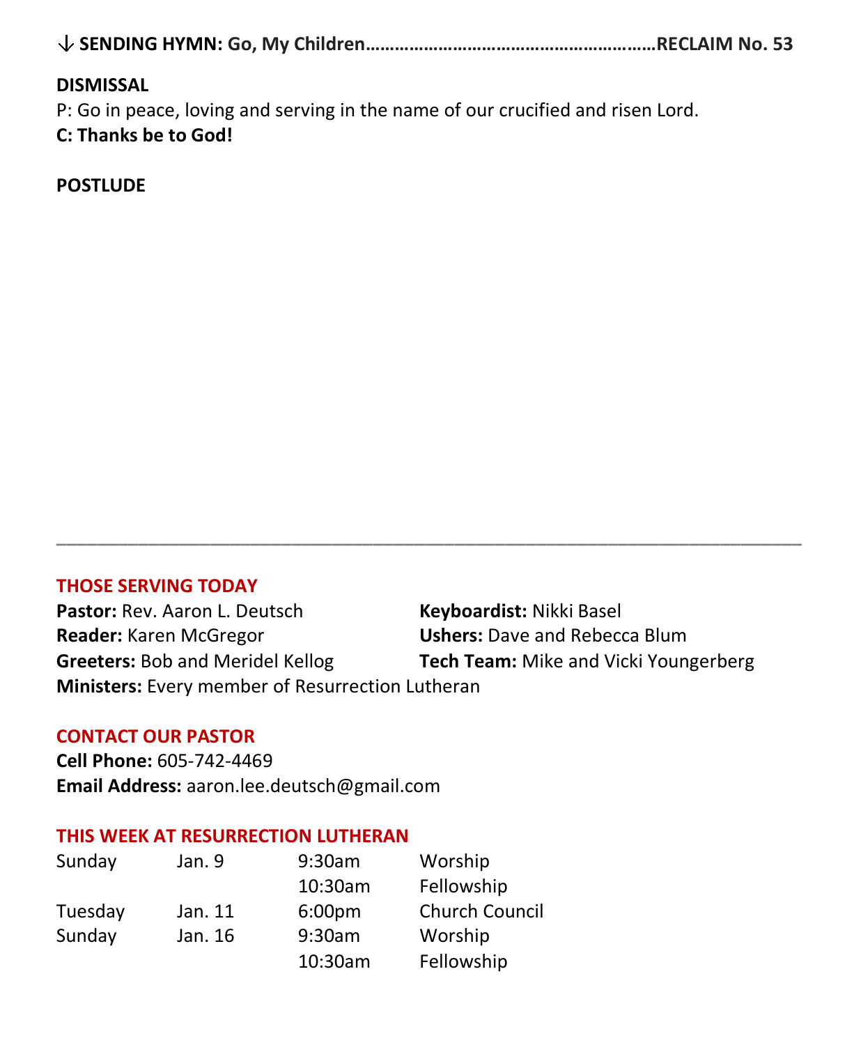↓ **SENDING HYMN: Go, My Children……………………………………………………RECLAIM No. 53**

**DISMISSAL**

P: Go in peace, loving and serving in the name of our crucified and risen Lord.

**C: Thanks be to God!**

**POSTLUDE**

---

## THOSE SERVING TODAY

**Pastor:** Rev. Aaron L. Deutsch

**Reader:** Karen McGregor

**Greeters:** Bob and Meridel Kellog

**Keyboardist:** Nikki Basel

**Ushers:** Dave and Rebecca Blum

**Tech Team:** Mike and Vicki Youngerberg

**Ministers:** Every member of Resurrection Lutheran

## CONTACT OUR PASTOR

**Cell Phone:** 605-742-4469

**Email Address:** aaron.lee.deutsch@gmail.com

## THIS WEEK AT RESURRECTION LUTHERAN

| | | | |
|---|---|---|---|
| Sunday | Jan. 9 | 9:30am | Worship |
| | | 10:30am | Fellowship |
| Tuesday | Jan. 11 | 6:00pm | Church Council |
| Sunday | Jan. 16 | 9:30am | Worship |
| | | 10:30am | Fellowship |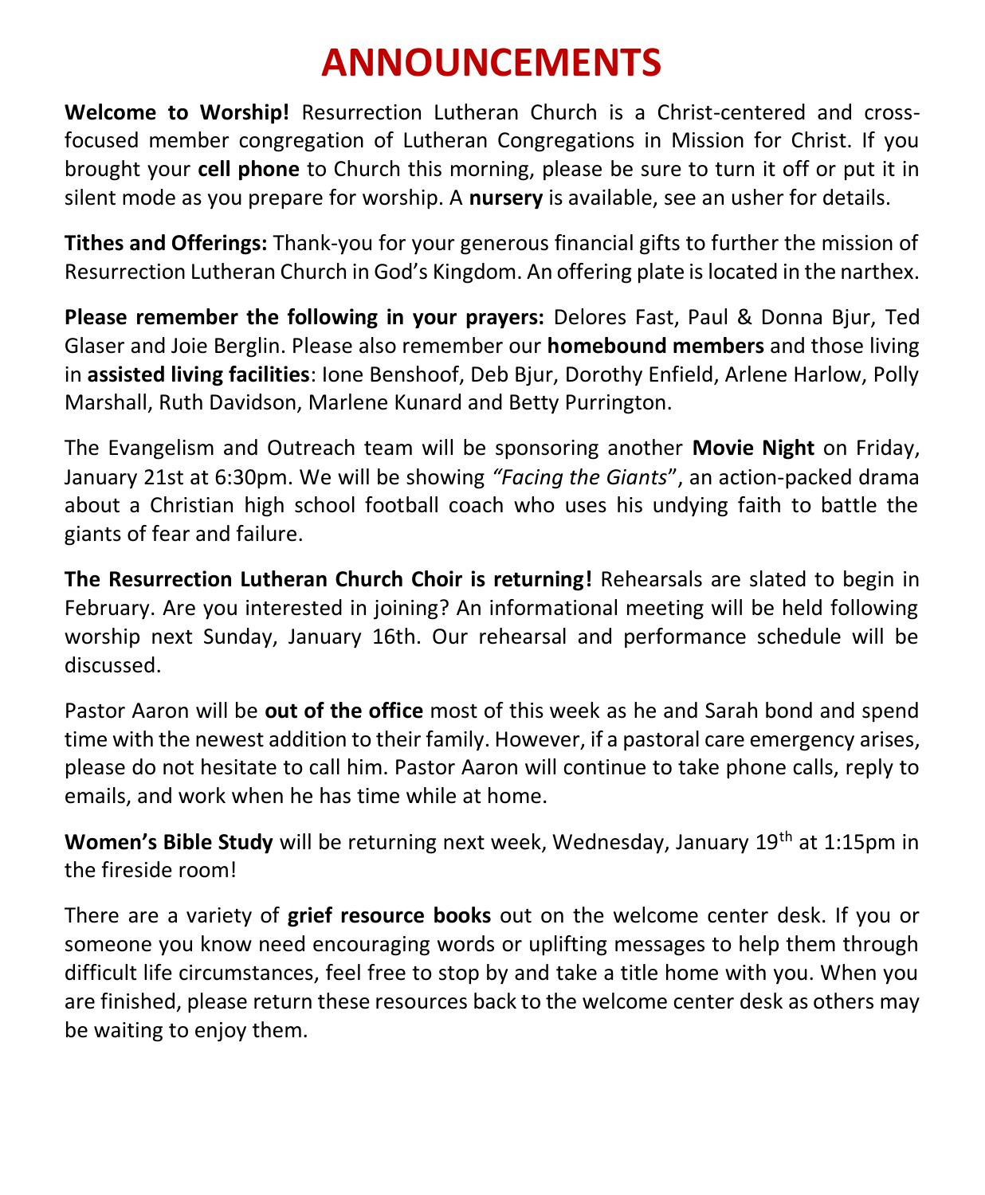# ANNOUNCEMENTS

**Welcome to Worship!** Resurrection Lutheran Church is a Christ-centered and cross-focused member congregation of Lutheran Congregations in Mission for Christ. If you brought your **cell phone** to Church this morning, please be sure to turn it off or put it in silent mode as you prepare for worship. A **nursery** is available, see an usher for details.

**Tithes and Offerings:** Thank-you for your generous financial gifts to further the mission of Resurrection Lutheran Church in God's Kingdom. An offering plate is located in the narthex.

**Please remember the following in your prayers:** Delores Fast, Paul & Donna Bjur, Ted Glaser and Joie Berglin. Please also remember our **homebound members** and those living in **assisted living facilities**: Ione Benshoof, Deb Bjur, Dorothy Enfield, Arlene Harlow, Polly Marshall, Ruth Davidson, Marlene Kunard and Betty Purrington.

The Evangelism and Outreach team will be sponsoring another **Movie Night** on Friday, January 21st at 6:30pm. We will be showing *"Facing the Giants*", an action-packed drama about a Christian high school football coach who uses his undying faith to battle the giants of fear and failure.

**The Resurrection Lutheran Church Choir is returning!** Rehearsals are slated to begin in February. Are you interested in joining? An informational meeting will be held following worship next Sunday, January 16th. Our rehearsal and performance schedule will be discussed.

Pastor Aaron will be **out of the office** most of this week as he and Sarah bond and spend time with the newest addition to their family. However, if a pastoral care emergency arises, please do not hesitate to call him. Pastor Aaron will continue to take phone calls, reply to emails, and work when he has time while at home.

**Women's Bible Study** will be returning next week, Wednesday, January 19th at 1:15pm in the fireside room!

There are a variety of **grief resource books** out on the welcome center desk. If you or someone you know need encouraging words or uplifting messages to help them through difficult life circumstances, feel free to stop by and take a title home with you. When you are finished, please return these resources back to the welcome center desk as others may be waiting to enjoy them.